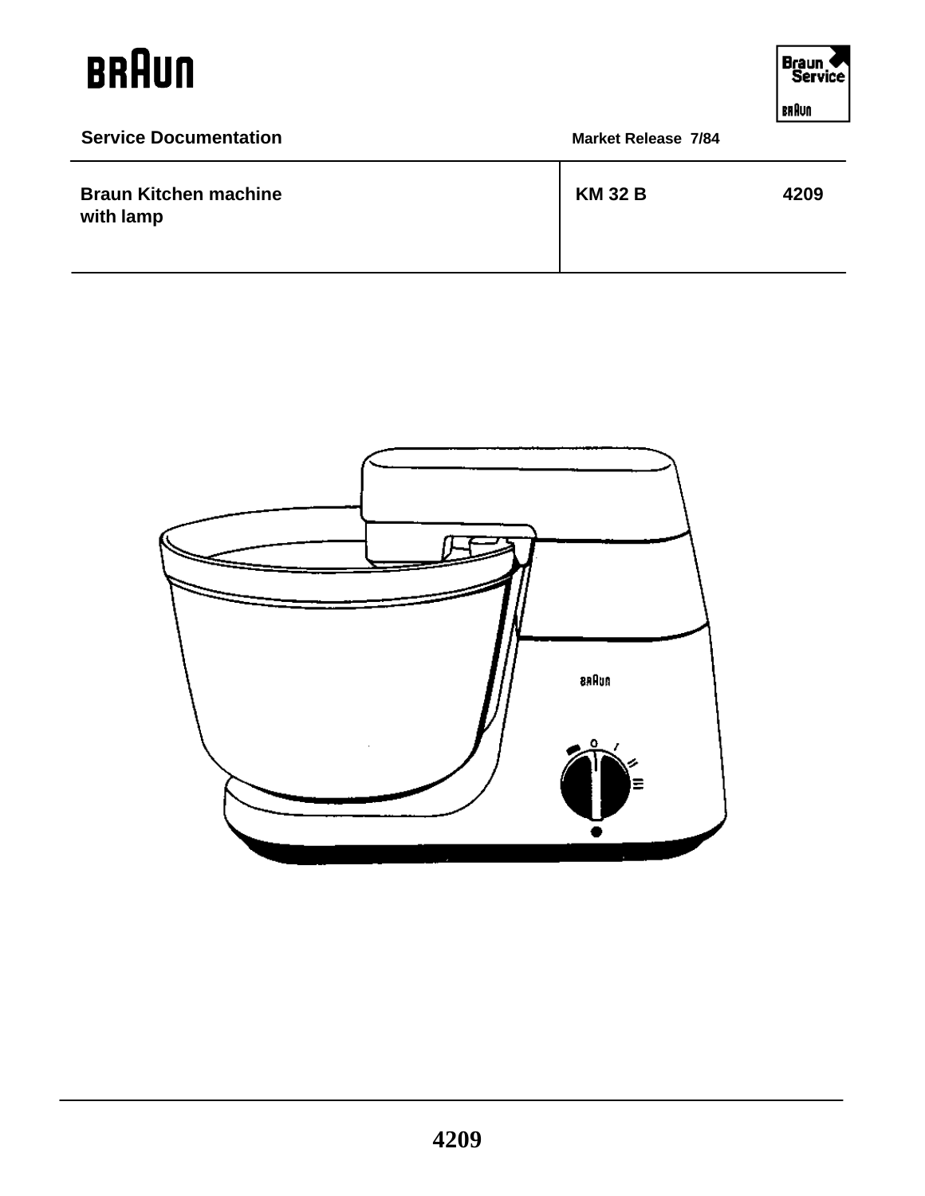**BRAUN**

Braun Service

## Service Documentation

Market Release 7/84

| Braun Kitchen machine with lamp | KM 32 B | 4209 |
|---|---|---|

4209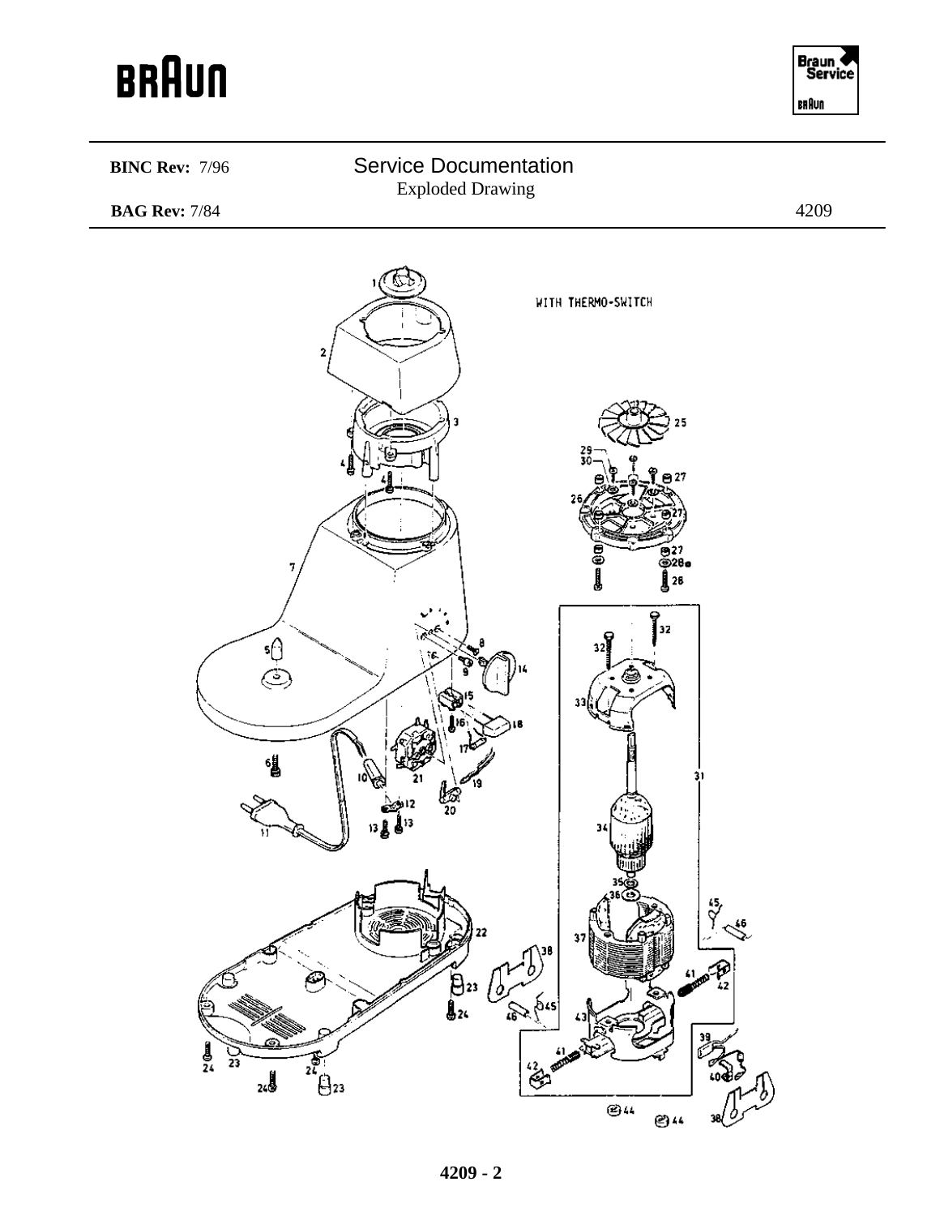BINC Rev: 7/96

BAG Rev: 7/84

# Service Documentation

Exploded Drawing

4209

WITH THERMO-SWITCH

4209 - 2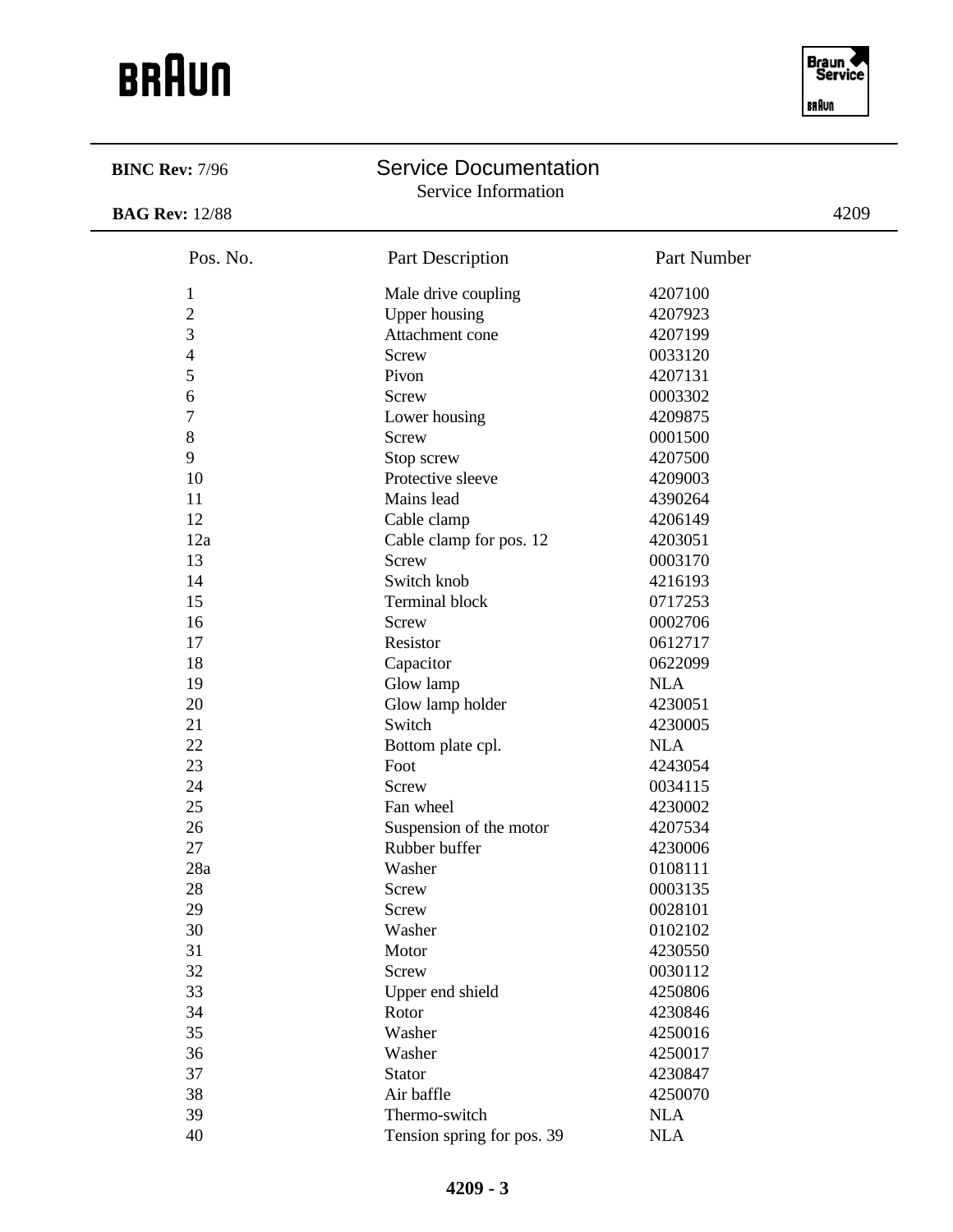BRAUN

Braun Service

**BINC Rev:** 7/96

## Service Documentation

Service Information

**BAG Rev:** 12/88

4209

| Pos. No. | Part Description | Part Number |
|---|---|---|
| 1 | Male drive coupling | 4207100 |
| 2 | Upper housing | 4207923 |
| 3 | Attachment cone | 4207199 |
| 4 | Screw | 0033120 |
| 5 | Pivon | 4207131 |
| 6 | Screw | 0003302 |
| 7 | Lower housing | 4209875 |
| 8 | Screw | 0001500 |
| 9 | Stop screw | 4207500 |
| 10 | Protective sleeve | 4209003 |
| 11 | Mains lead | 4390264 |
| 12 | Cable clamp | 4206149 |
| 12a | Cable clamp for pos. 12 | 4203051 |
| 13 | Screw | 0003170 |
| 14 | Switch knob | 4216193 |
| 15 | Terminal block | 0717253 |
| 16 | Screw | 0002706 |
| 17 | Resistor | 0612717 |
| 18 | Capacitor | 0622099 |
| 19 | Glow lamp | NLA |
| 20 | Glow lamp holder | 4230051 |
| 21 | Switch | 4230005 |
| 22 | Bottom plate cpl. | NLA |
| 23 | Foot | 4243054 |
| 24 | Screw | 0034115 |
| 25 | Fan wheel | 4230002 |
| 26 | Suspension of the motor | 4207534 |
| 27 | Rubber buffer | 4230006 |
| 28a | Washer | 0108111 |
| 28 | Screw | 0003135 |
| 29 | Screw | 0028101 |
| 30 | Washer | 0102102 |
| 31 | Motor | 4230550 |
| 32 | Screw | 0030112 |
| 33 | Upper end shield | 4250806 |
| 34 | Rotor | 4230846 |
| 35 | Washer | 4250016 |
| 36 | Washer | 4250017 |
| 37 | Stator | 4230847 |
| 38 | Air baffle | 4250070 |
| 39 | Thermo-switch | NLA |
| 40 | Tension spring for pos. 39 | NLA |

**4209 - 3**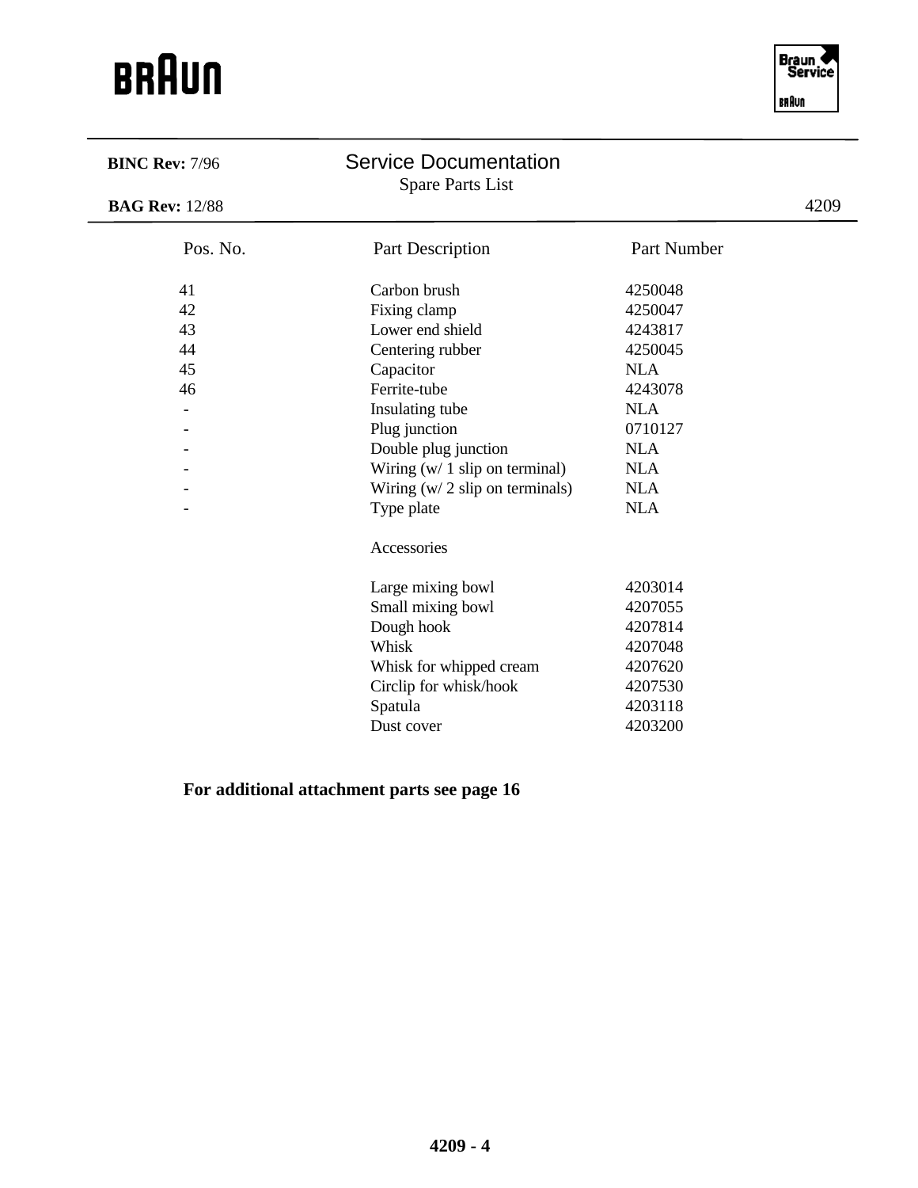**BINC Rev:** 7/96

## Service Documentation

Spare Parts List

**BAG Rev:** 12/88

4209

| Pos. No. | Part Description | Part Number |
|---|---|---|
| 41 | Carbon brush | 4250048 |
| 42 | Fixing clamp | 4250047 |
| 43 | Lower end shield | 4243817 |
| 44 | Centering rubber | 4250045 |
| 45 | Capacitor | NLA |
| 46 | Ferrite-tube | 4243078 |
| - | Insulating tube | NLA |
| - | Plug junction | 0710127 |
| - | Double plug junction | NLA |
| - | Wiring (w/ 1 slip on terminal) | NLA |
| - | Wiring (w/ 2 slip on terminals) | NLA |
| - | Type plate | NLA |
| | Accessories | |
| | Large mixing bowl | 4203014 |
| | Small mixing bowl | 4207055 |
| | Dough hook | 4207814 |
| | Whisk | 4207048 |
| | Whisk for whipped cream | 4207620 |
| | Circlip for whisk/hook | 4207530 |
| | Spatula | 4203118 |
| | Dust cover | 4203200 |

**For additional attachment parts see page 16**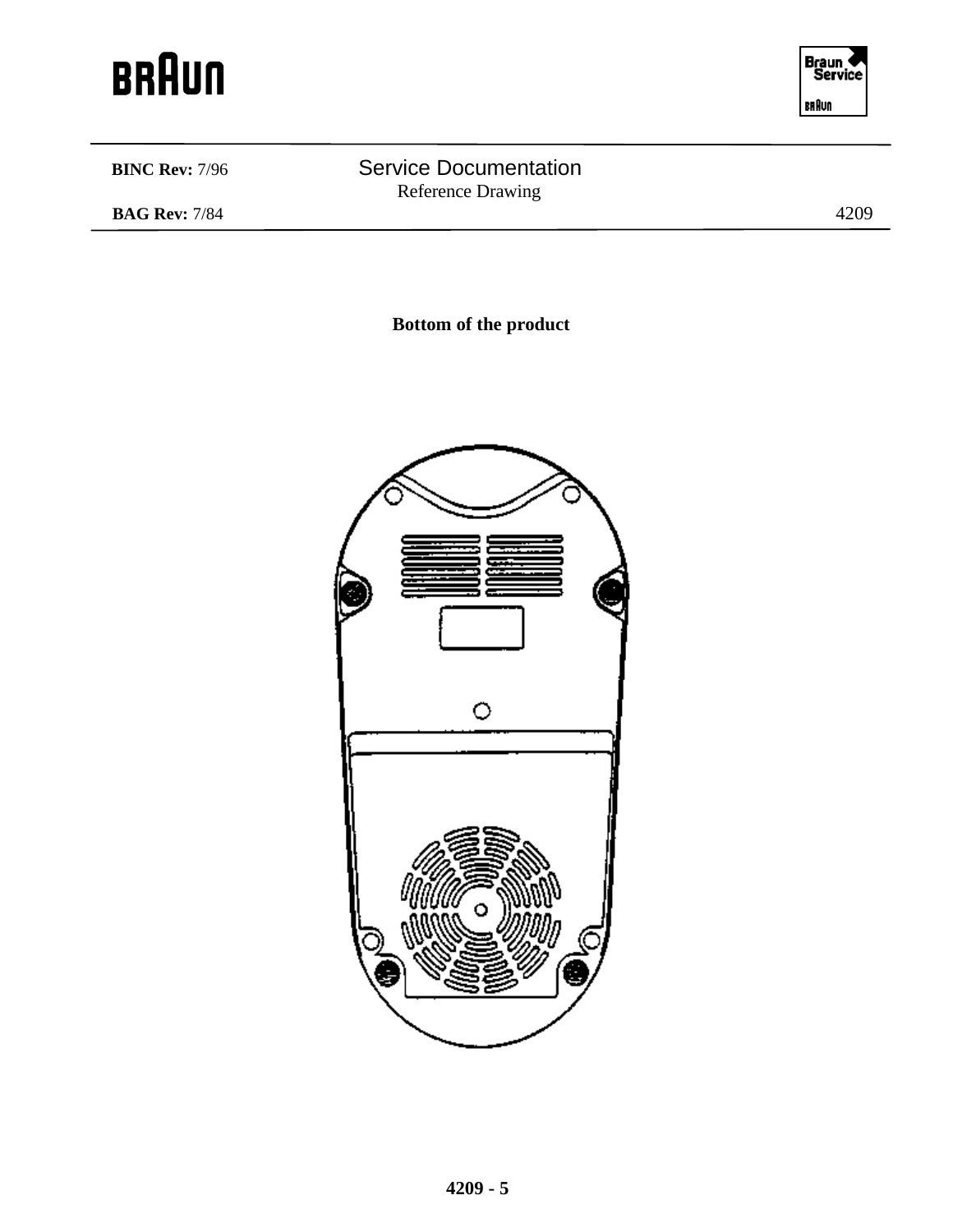**Bottom of the product**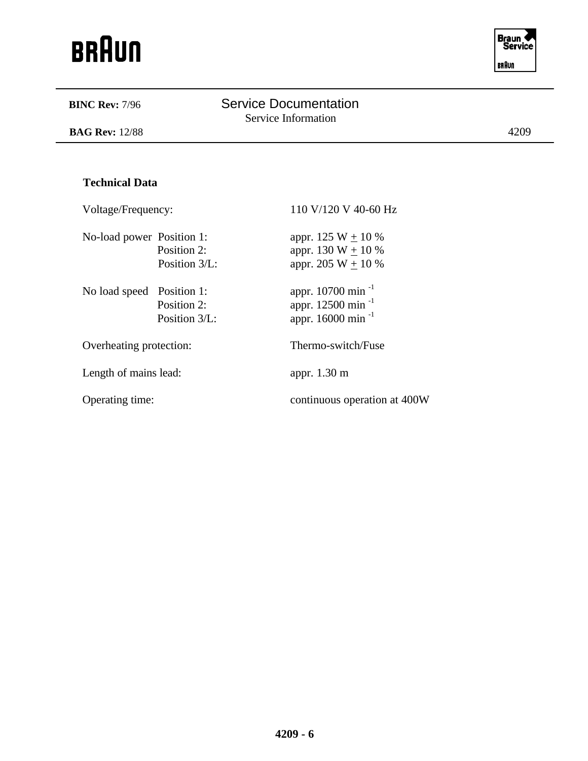BINC Rev: 7/96 — Service Documentation — Service Information

BAG Rev: 12/88 — 4209

## Technical Data

| | | |
|---|---|---|
| Voltage/Frequency: | | 110 V/120 V 40-60 Hz |
| No-load power | Position 1: | appr. 125 W ± 10 % |
| | Position 2: | appr. 130 W ± 10 % |
| | Position 3/L: | appr. 205 W ± 10 % |
| No load speed | Position 1: | appr. 10700 min $^{-1}$ |
| | Position 2: | appr. 12500 min $^{-1}$ |
| | Position 3/L: | appr. 16000 min $^{-1}$ |
| Overheating protection: | | Thermo-switch/Fuse |
| Length of mains lead: | | appr. 1.30 m |
| Operating time: | | continuous operation at 400W |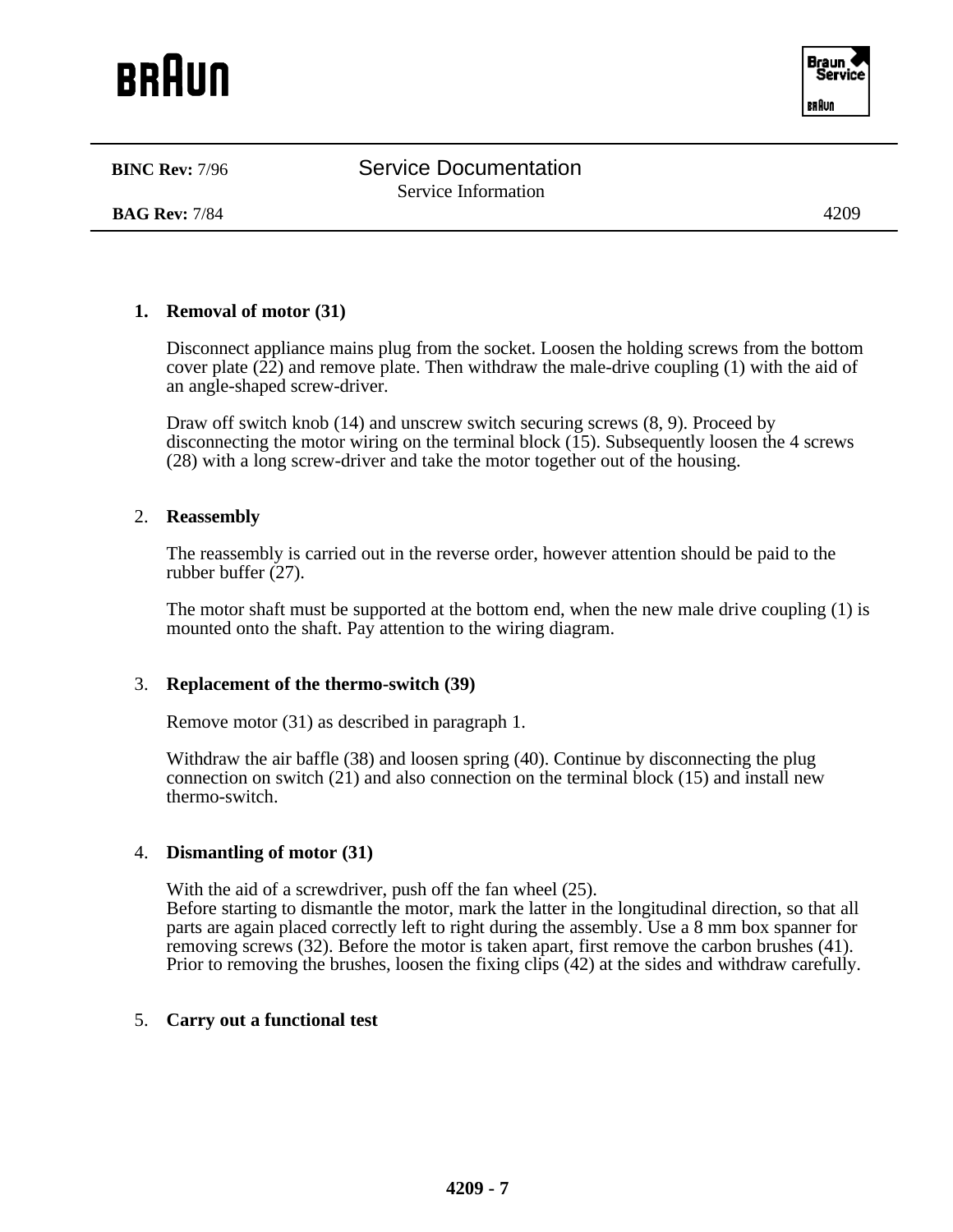**BINC Rev:** 7/96 — Service Documentation — Service Information

**BAG Rev:** 7/84 — 4209

1. **Removal of motor (31)**

   Disconnect appliance mains plug from the socket. Loosen the holding screws from the bottom cover plate (22) and remove plate. Then withdraw the male-drive coupling (1) with the aid of an angle-shaped screw-driver.

   Draw off switch knob (14) and unscrew switch securing screws (8, 9). Proceed by disconnecting the motor wiring on the terminal block (15). Subsequently loosen the 4 screws (28) with a long screw-driver and take the motor together out of the housing.

2. **Reassembly**

   The reassembly is carried out in the reverse order, however attention should be paid to the rubber buffer (27).

   The motor shaft must be supported at the bottom end, when the new male drive coupling (1) is mounted onto the shaft. Pay attention to the wiring diagram.

3. **Replacement of the thermo-switch (39)**

   Remove motor (31) as described in paragraph 1.

   Withdraw the air baffle (38) and loosen spring (40). Continue by disconnecting the plug connection on switch (21) and also connection on the terminal block (15) and install new thermo-switch.

4. **Dismantling of motor (31)**

   With the aid of a screwdriver, push off the fan wheel (25).
   Before starting to dismantle the motor, mark the latter in the longitudinal direction, so that all parts are again placed correctly left to right during the assembly. Use a 8 mm box spanner for removing screws (32). Before the motor is taken apart, first remove the carbon brushes (41). Prior to removing the brushes, loosen the fixing clips (42) at the sides and withdraw carefully.

5. **Carry out a functional test**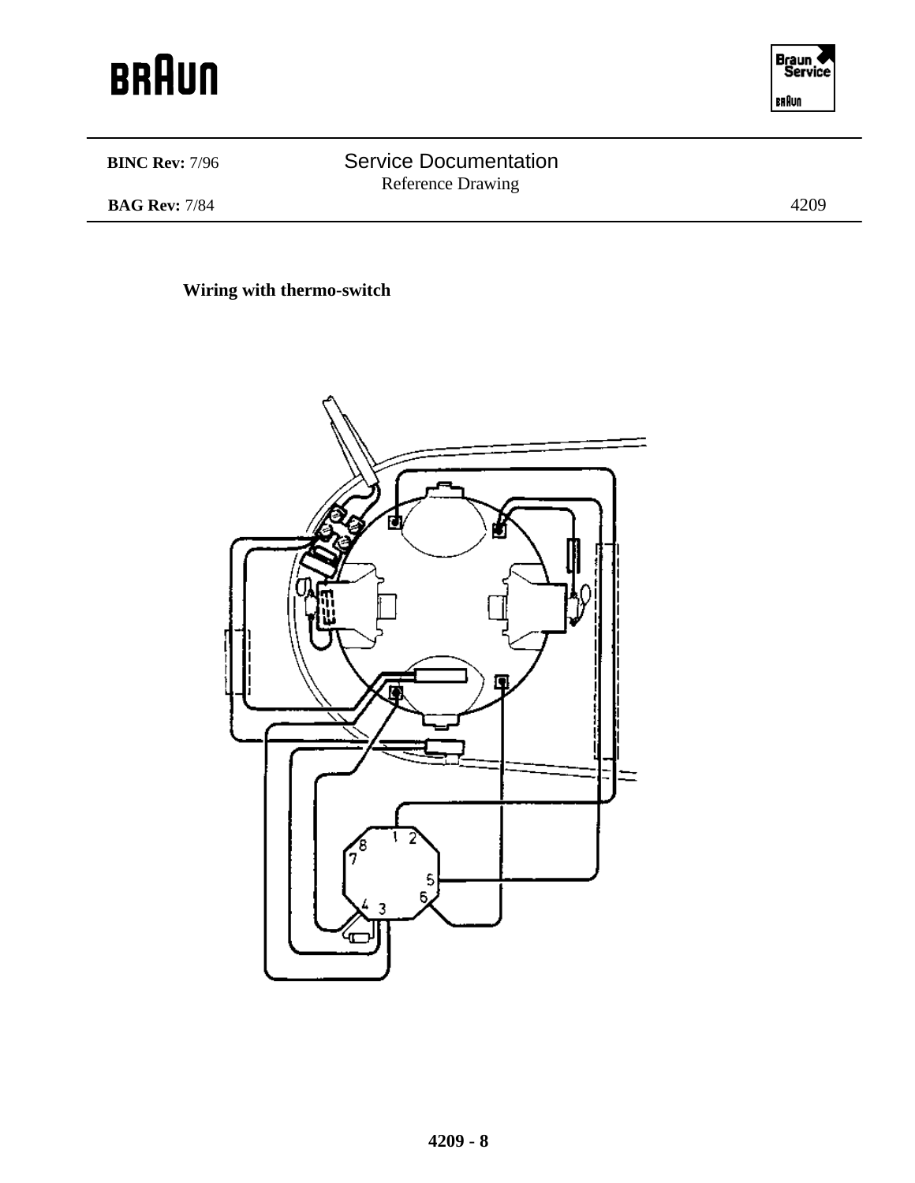**Wiring with thermo-switch**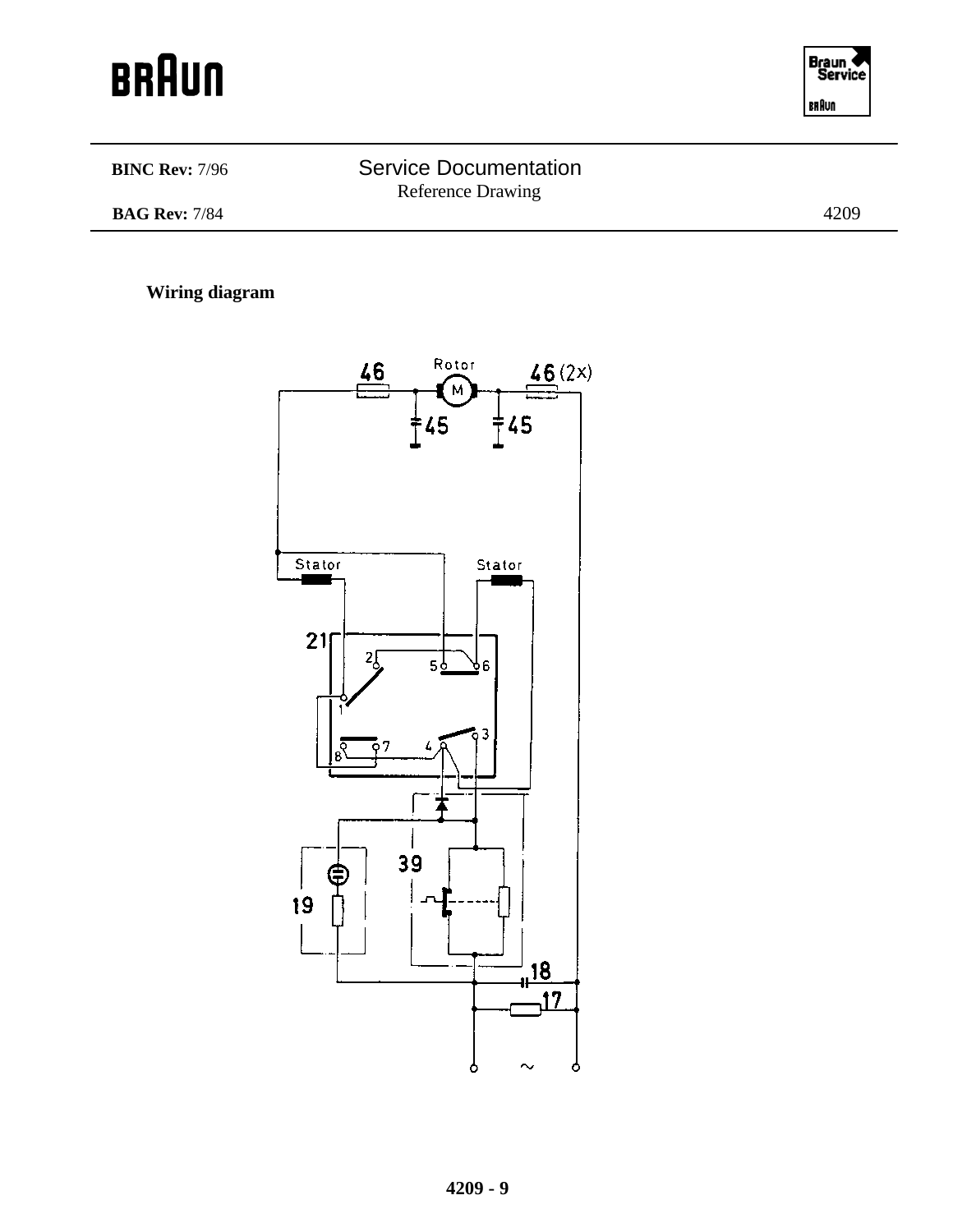BINC Rev: 7/96

BAG Rev: 7/84

Service Documentation

Reference Drawing

4209

**Wiring diagram**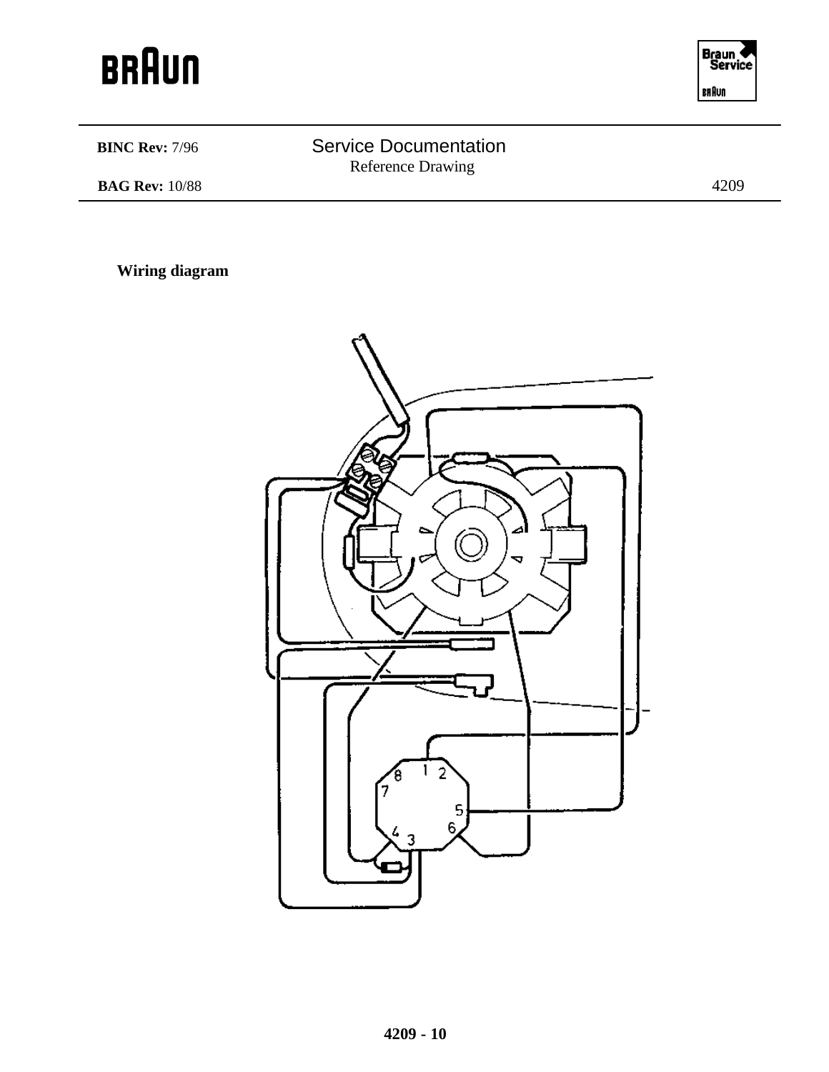**Wiring diagram**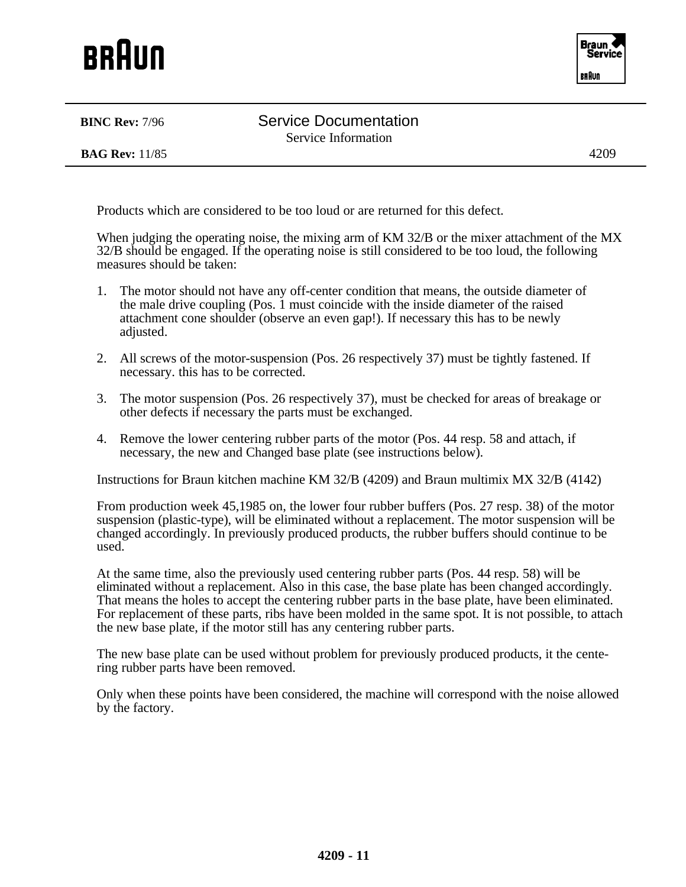| **BINC Rev:** 7/96 | Service Documentation<br>Service Information | |
|---|---|---|
| **BAG Rev:** 11/85 | | 4209 |

Products which are considered to be too loud or are returned for this defect.

When judging the operating noise, the mixing arm of KM 32/B or the mixer attachment of the MX 32/B should be engaged. If the operating noise is still considered to be too loud, the following measures should be taken:

1. The motor should not have any off-center condition that means, the outside diameter of the male drive coupling (Pos. 1 must coincide with the inside diameter of the raised attachment cone shoulder (observe an even gap!). If necessary this has to be newly adjusted.
2. All screws of the motor-suspension (Pos. 26 respectively 37) must be tightly fastened. If necessary. this has to be corrected.
3. The motor suspension (Pos. 26 respectively 37), must be checked for areas of breakage or other defects if necessary the parts must be exchanged.
4. Remove the lower centering rubber parts of the motor (Pos. 44 resp. 58 and attach, if necessary, the new and Changed base plate (see instructions below).

Instructions for Braun kitchen machine KM 32/B (4209) and Braun multimix MX 32/B (4142)

From production week 45,1985 on, the lower four rubber buffers (Pos. 27 resp. 38) of the motor suspension (plastic-type), will be eliminated without a replacement. The motor suspension will be changed accordingly. In previously produced products, the rubber buffers should continue to be used.

At the same time, also the previously used centering rubber parts (Pos. 44 resp. 58) will be eliminated without a replacement. Also in this case, the base plate has been changed accordingly. That means the holes to accept the centering rubber parts in the base plate, have been eliminated. For replacement of these parts, ribs have been molded in the same spot. It is not possible, to attach the new base plate, if the motor still has any centering rubber parts.

The new base plate can be used without problem for previously produced products, it the centering rubber parts have been removed.

Only when these points have been considered, the machine will correspond with the noise allowed by the factory.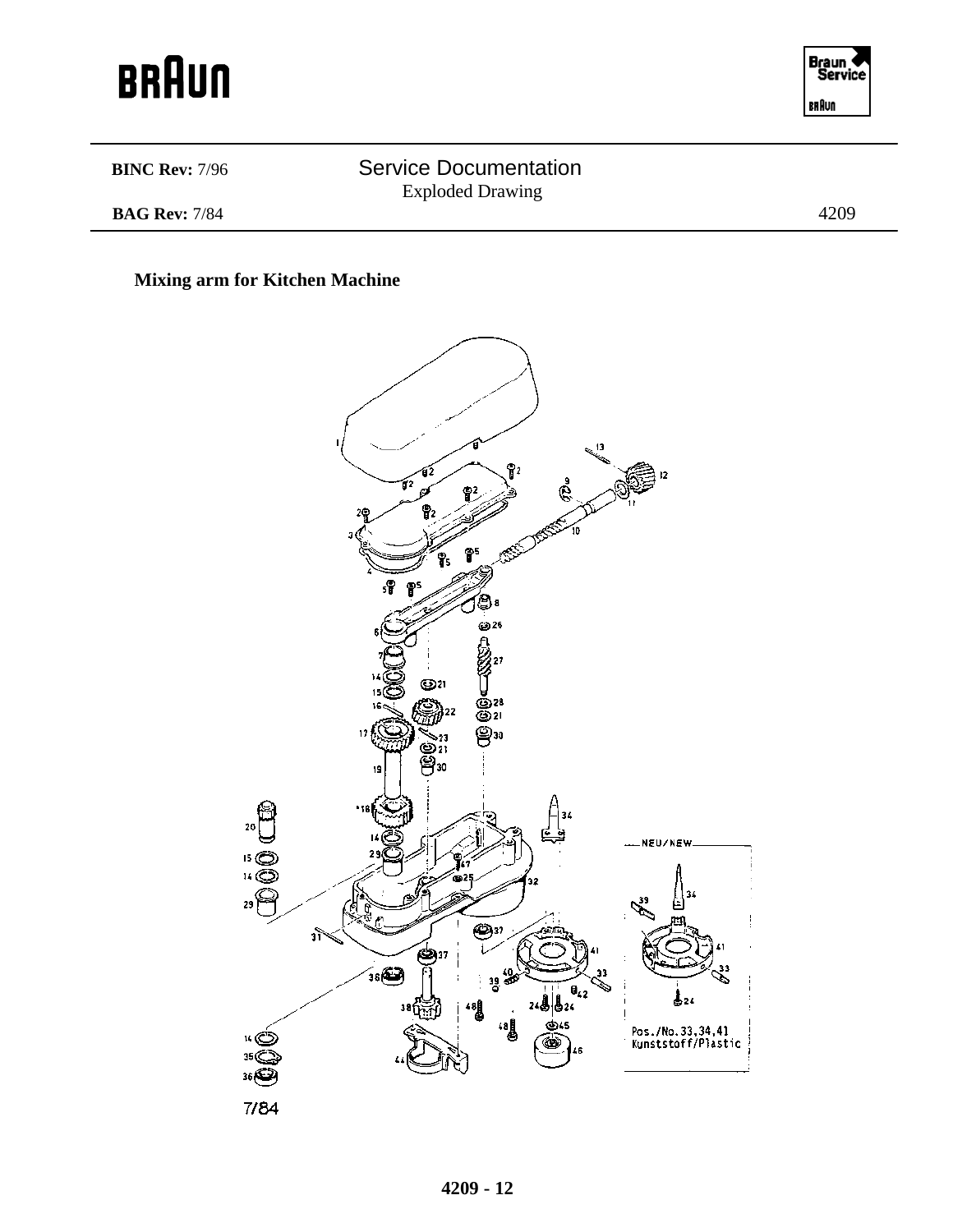| **BINC Rev:** 7/96 | Service Documentation<br>Exploded Drawing | |
|---|---|---|
| **BAG Rev:** 7/84 | | 4209 |

**Mixing arm for Kitchen Machine**

NEU/NEW

Pos./No. 33, 34, 41 Kunststoff/Plastic

7/84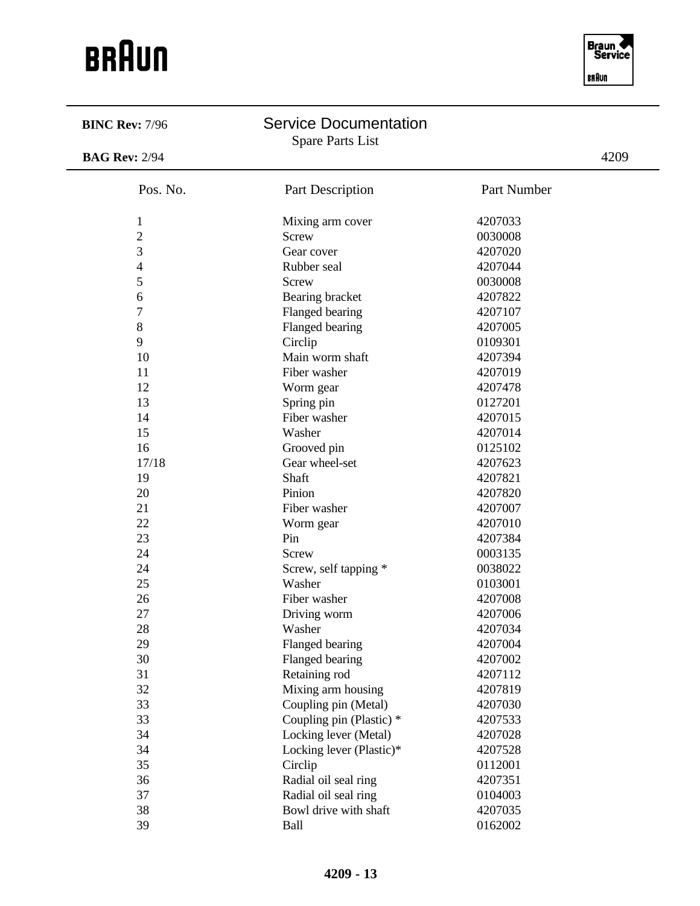**BINC Rev:** 7/96

## Service Documentation

Spare Parts List

**BAG Rev:** 2/94

4209

| Pos. No. | Part Description | Part Number |
|---|---|---|
| 1 | Mixing arm cover | 4207033 |
| 2 | Screw | 0030008 |
| 3 | Gear cover | 4207020 |
| 4 | Rubber seal | 4207044 |
| 5 | Screw | 0030008 |
| 6 | Bearing bracket | 4207822 |
| 7 | Flanged bearing | 4207107 |
| 8 | Flanged bearing | 4207005 |
| 9 | Circlip | 0109301 |
| 10 | Main worm shaft | 4207394 |
| 11 | Fiber washer | 4207019 |
| 12 | Worm gear | 4207478 |
| 13 | Spring pin | 0127201 |
| 14 | Fiber washer | 4207015 |
| 15 | Washer | 4207014 |
| 16 | Grooved pin | 0125102 |
| 17/18 | Gear wheel-set | 4207623 |
| 19 | Shaft | 4207821 |
| 20 | Pinion | 4207820 |
| 21 | Fiber washer | 4207007 |
| 22 | Worm gear | 4207010 |
| 23 | Pin | 4207384 |
| 24 | Screw | 0003135 |
| 24 | Screw, self tapping * | 0038022 |
| 25 | Washer | 0103001 |
| 26 | Fiber washer | 4207008 |
| 27 | Driving worm | 4207006 |
| 28 | Washer | 4207034 |
| 29 | Flanged bearing | 4207004 |
| 30 | Flanged bearing | 4207002 |
| 31 | Retaining rod | 4207112 |
| 32 | Mixing arm housing | 4207819 |
| 33 | Coupling pin (Metal) | 4207030 |
| 33 | Coupling pin (Plastic) * | 4207533 |
| 34 | Locking lever (Metal) | 4207028 |
| 34 | Locking lever (Plastic)* | 4207528 |
| 35 | Circlip | 0112001 |
| 36 | Radial oil seal ring | 4207351 |
| 37 | Radial oil seal ring | 0104003 |
| 38 | Bowl drive with shaft | 4207035 |
| 39 | Ball | 0162002 |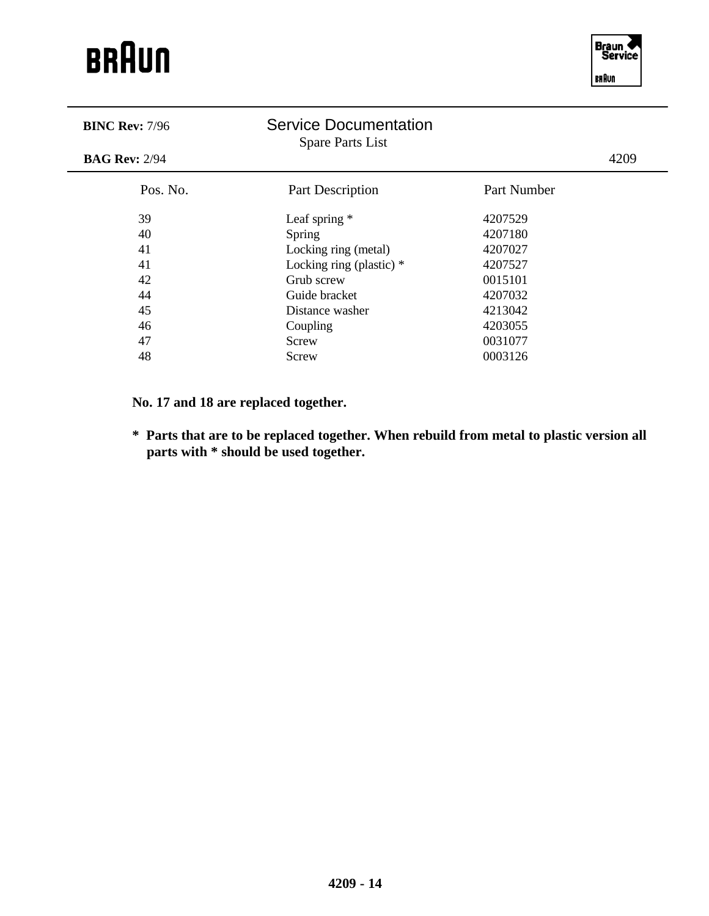**BINC Rev:** 7/96

## Service Documentation

Spare Parts List

**BAG Rev:** 2/94

4209

| Pos. No. | Part Description | Part Number |
|---|---|---|
| 39 | Leaf spring * | 4207529 |
| 40 | Spring | 4207180 |
| 41 | Locking ring (metal) | 4207027 |
| 41 | Locking ring (plastic) * | 4207527 |
| 42 | Grub screw | 0015101 |
| 44 | Guide bracket | 4207032 |
| 45 | Distance washer | 4213042 |
| 46 | Coupling | 4203055 |
| 47 | Screw | 0031077 |
| 48 | Screw | 0003126 |

**No. 17 and 18 are replaced together.**

**\* Parts that are to be replaced together. When rebuild from metal to plastic version all parts with * should be used together.**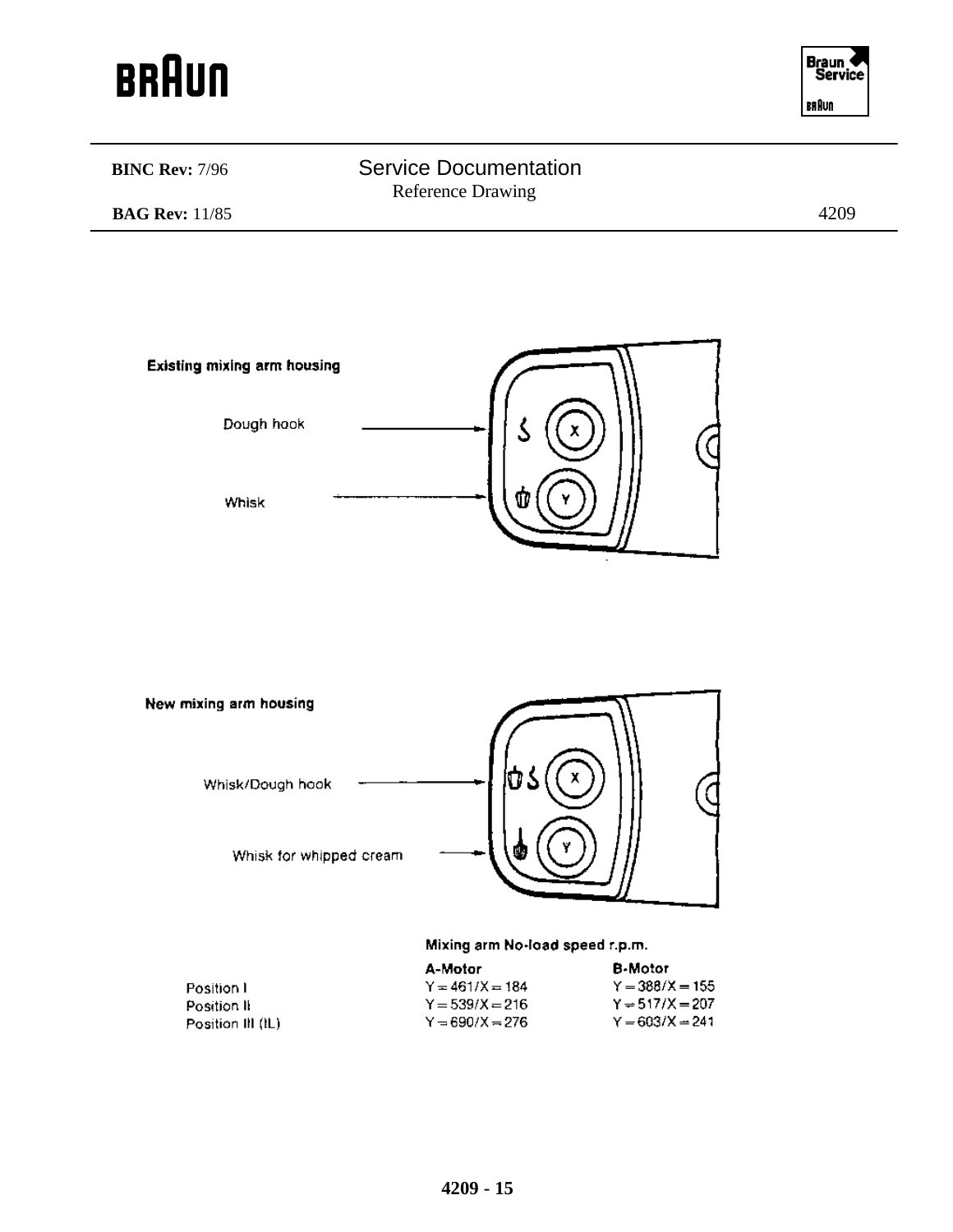**BINC Rev:** 7/96

**BAG Rev:** 11/85

## Service Documentation

Reference Drawing

4209

**Existing mixing arm housing**

Dough hook

Whisk

**New mixing arm housing**

Whisk/Dough hook

Whisk for whipped cream

**Mixing arm No-load speed r.p.m.**

| | A-Motor | B-Motor |
|---|---|---|
| Position I | Y = 461/X = 184 | Y = 388/X = 155 |
| Position II | Y = 539/X = 216 | Y = 517/X = 207 |
| Position III (IL) | Y = 690/X = 276 | Y = 603/X = 241 |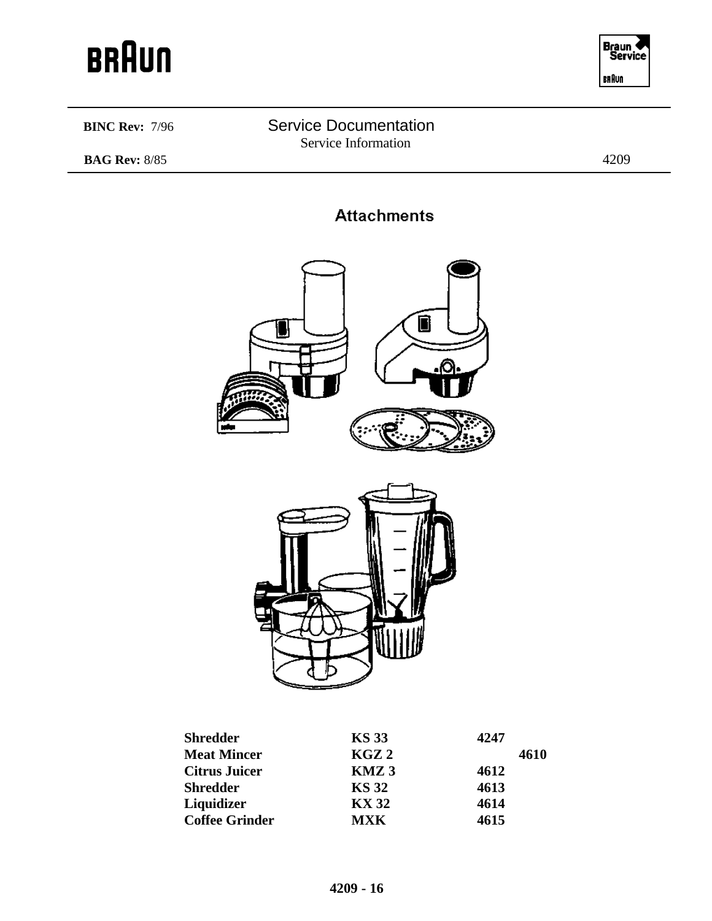**BINC Rev:** 7/96 Service Documentation

Service Information

**BAG Rev:** 8/85 4209

## Attachments

| | | |
|---|---|---|
| **Shredder** | **KS 33** | **4247** |
| **Meat Mincer** | **KGZ 2** | **4610** |
| **Citrus Juicer** | **KMZ 3** | **4612** |
| **Shredder** | **KS 32** | **4613** |
| **Liquidizer** | **KX 32** | **4614** |
| **Coffee Grinder** | **MXK** | **4615** |

**4209 - 16**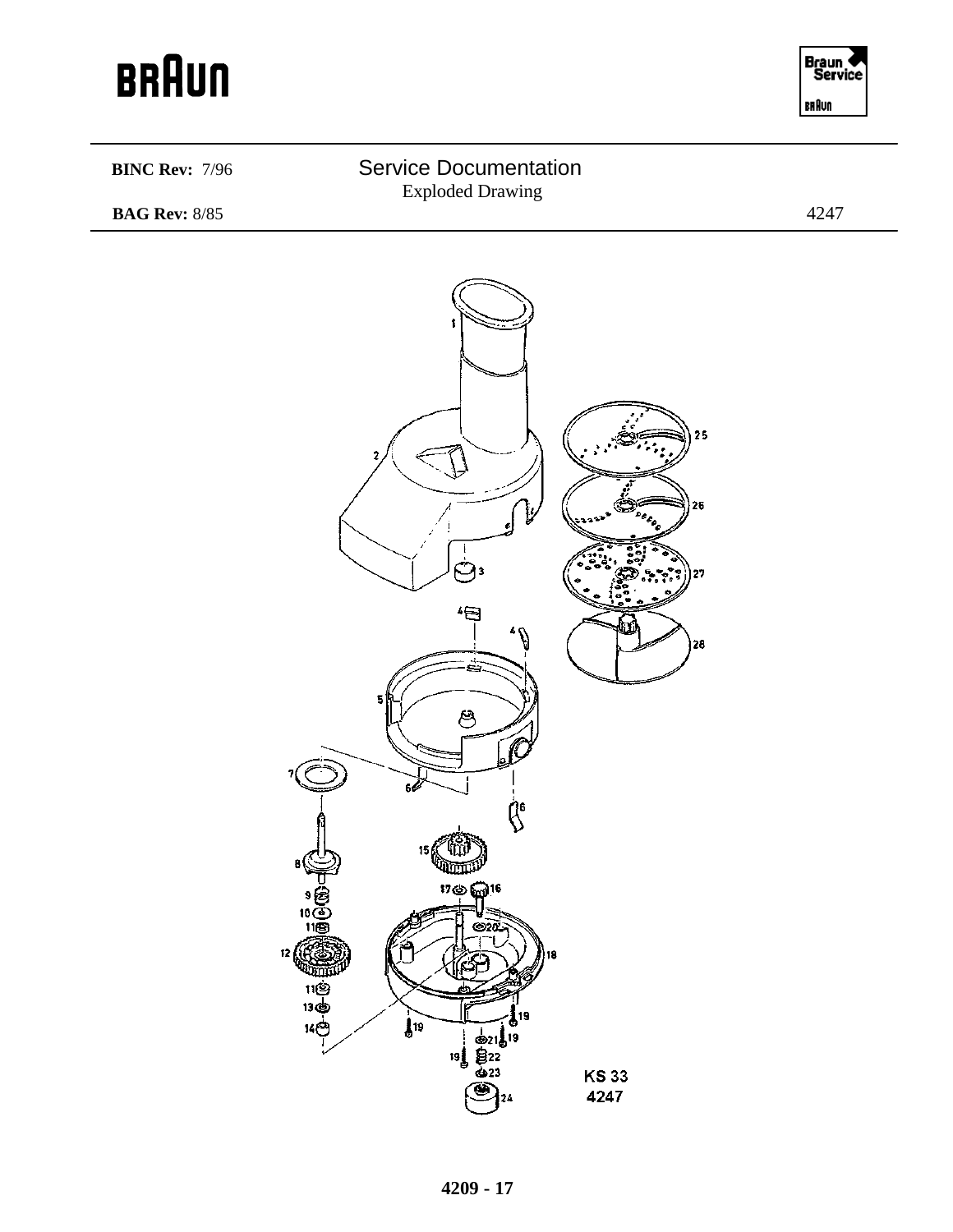**BINC Rev:** 7/96

## Service Documentation

Exploded Drawing

**BAG Rev:** 8/85

4247

1

2

3

4

4

5

6

6

7

8

9

10

11

12

11

13

14

15

16

17

18

19

19

19

19

19

20

21

22

23

24

25

26

27

28

KS 33
4247

**4209 - 17**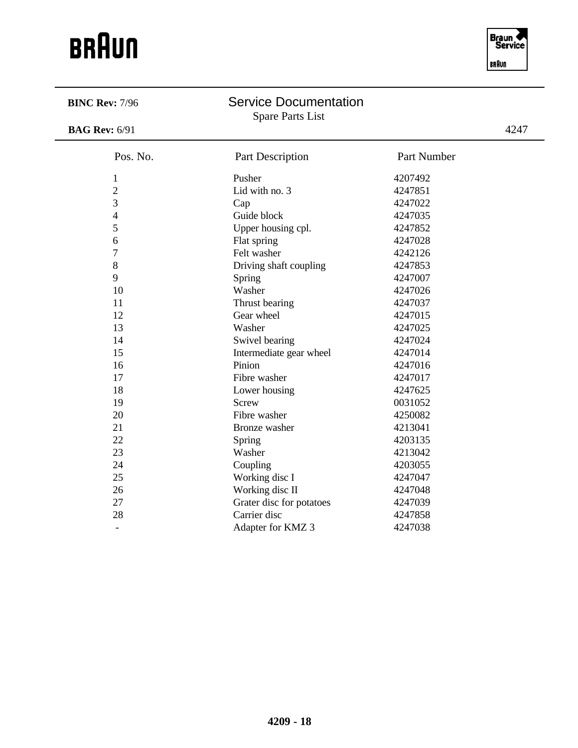**BINC Rev:** 7/96

## Service Documentation

Spare Parts List

**BAG Rev:** 6/91

4247

| Pos. No. | Part Description | Part Number |
|---|---|---|
| 1 | Pusher | 4207492 |
| 2 | Lid with no. 3 | 4247851 |
| 3 | Cap | 4247022 |
| 4 | Guide block | 4247035 |
| 5 | Upper housing cpl. | 4247852 |
| 6 | Flat spring | 4247028 |
| 7 | Felt washer | 4242126 |
| 8 | Driving shaft coupling | 4247853 |
| 9 | Spring | 4247007 |
| 10 | Washer | 4247026 |
| 11 | Thrust bearing | 4247037 |
| 12 | Gear wheel | 4247015 |
| 13 | Washer | 4247025 |
| 14 | Swivel bearing | 4247024 |
| 15 | Intermediate gear wheel | 4247014 |
| 16 | Pinion | 4247016 |
| 17 | Fibre washer | 4247017 |
| 18 | Lower housing | 4247625 |
| 19 | Screw | 0031052 |
| 20 | Fibre washer | 4250082 |
| 21 | Bronze washer | 4213041 |
| 22 | Spring | 4203135 |
| 23 | Washer | 4213042 |
| 24 | Coupling | 4203055 |
| 25 | Working disc I | 4247047 |
| 26 | Working disc II | 4247048 |
| 27 | Grater disc for potatoes | 4247039 |
| 28 | Carrier disc | 4247858 |
| - | Adapter for KMZ 3 | 4247038 |

**4209 - 18**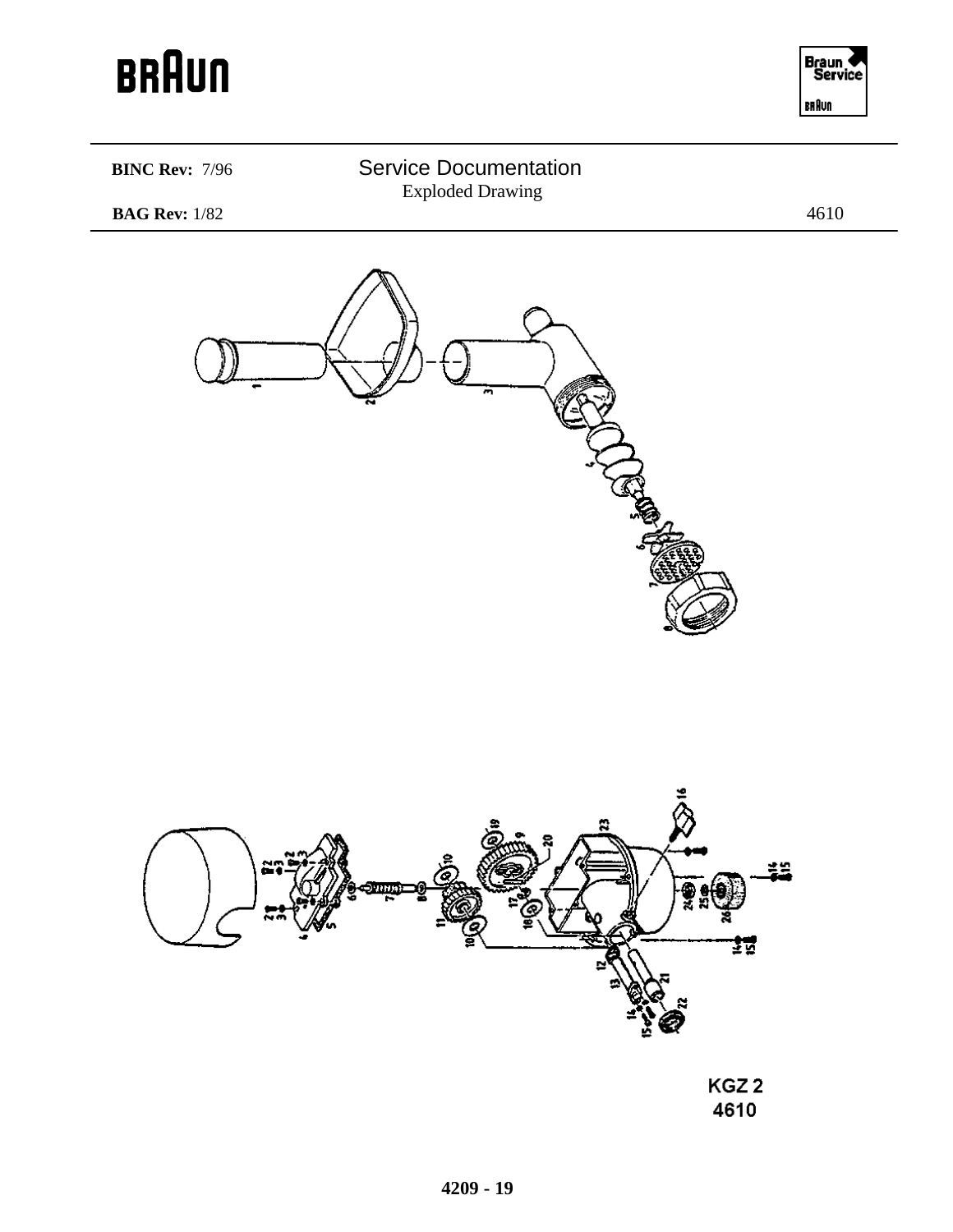**BINC Rev:** 7/96

# Service Documentation

Exploded Drawing

**BAG Rev:** 1/82

4610

KGZ 2
4610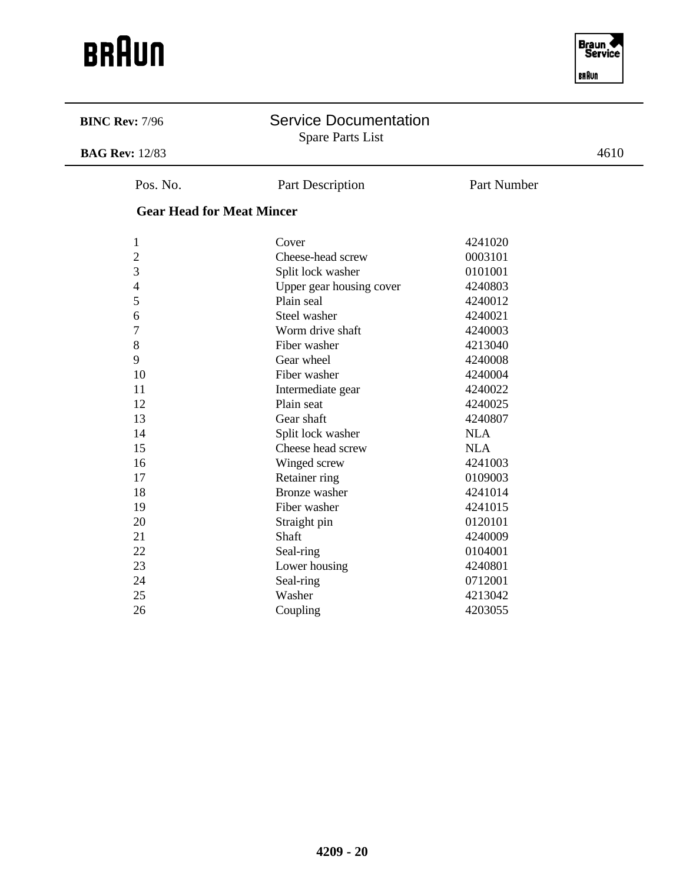BRAUN

Braun Service

**BINC Rev:** 7/96

# Service Documentation

Spare Parts List

**BAG Rev:** 12/83

4610

| Pos. No. | Part Description | Part Number |
|---|---|---|
| **Gear Head for Meat Mincer** | | |
| 1 | Cover | 4241020 |
| 2 | Cheese-head screw | 0003101 |
| 3 | Split lock washer | 0101001 |
| 4 | Upper gear housing cover | 4240803 |
| 5 | Plain seal | 4240012 |
| 6 | Steel washer | 4240021 |
| 7 | Worm drive shaft | 4240003 |
| 8 | Fiber washer | 4213040 |
| 9 | Gear wheel | 4240008 |
| 10 | Fiber washer | 4240004 |
| 11 | Intermediate gear | 4240022 |
| 12 | Plain seat | 4240025 |
| 13 | Gear shaft | 4240807 |
| 14 | Split lock washer | NLA |
| 15 | Cheese head screw | NLA |
| 16 | Winged screw | 4241003 |
| 17 | Retainer ring | 0109003 |
| 18 | Bronze washer | 4241014 |
| 19 | Fiber washer | 4241015 |
| 20 | Straight pin | 0120101 |
| 21 | Shaft | 4240009 |
| 22 | Seal-ring | 0104001 |
| 23 | Lower housing | 4240801 |
| 24 | Seal-ring | 0712001 |
| 25 | Washer | 4213042 |
| 26 | Coupling | 4203055 |

**4209 - 20**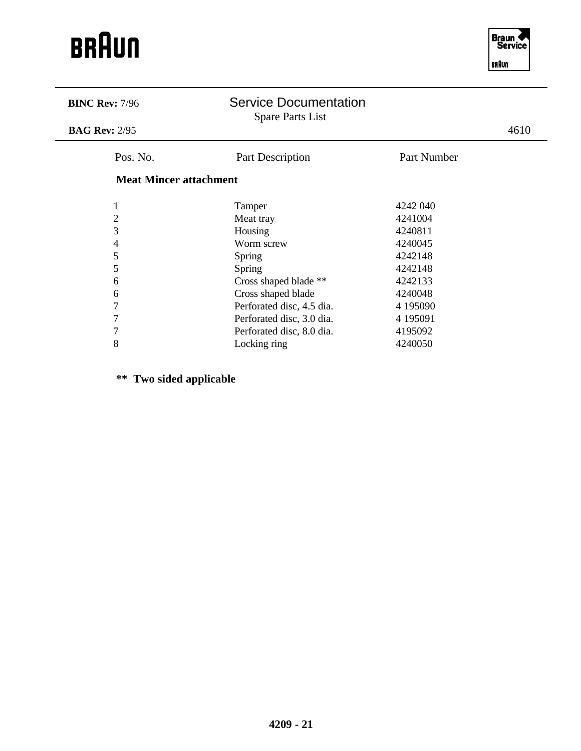BRAUN

| BINC Rev: 7/96 | Service Documentation | |
|---|---|---|
| | Spare Parts List | |
| BAG Rev: 2/95 | | 4610 |

| Pos. No. | Part Description | Part Number |
|---|---|---|
| **Meat Mincer attachment** | | |
| 1 | Tamper | 4242 040 |
| 2 | Meat tray | 4241004 |
| 3 | Housing | 4240811 |
| 4 | Worm screw | 4240045 |
| 5 | Spring | 4242148 |
| 5 | Spring | 4242148 |
| 6 | Cross shaped blade ** | 4242133 |
| 6 | Cross shaped blade | 4240048 |
| 7 | Perforated disc, 4.5 dia. | 4 195090 |
| 7 | Perforated disc, 3.0 dia. | 4 195091 |
| 7 | Perforated disc, 8.0 dia. | 4195092 |
| 8 | Locking ring | 4240050 |

**** Two sided applicable**

**4209 - 21**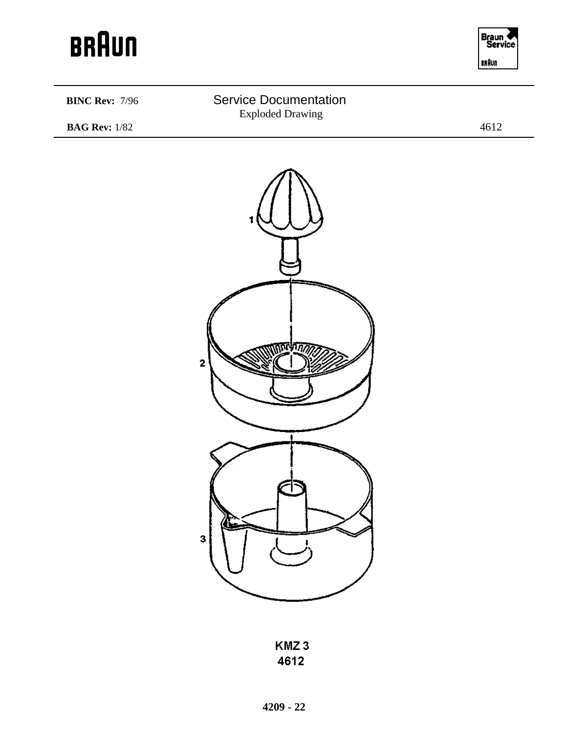**BINC Rev:** 7/96

**BAG Rev:** 1/82

## Service Documentation

Exploded Drawing

4612

1

2

3

KMZ 3
4612

**4209 - 22**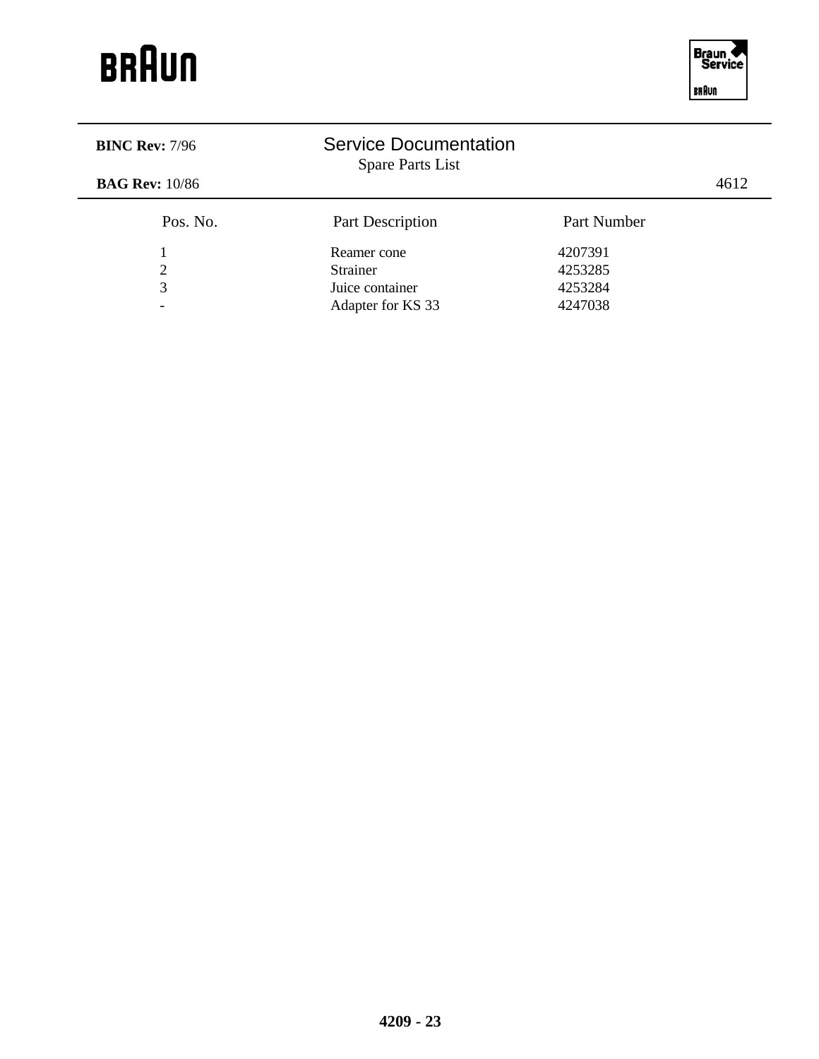**BINC Rev:** 7/96

# Service Documentation

Spare Parts List

**BAG Rev:** 10/86

4612

| Pos. No. | Part Description | Part Number |
|---|---|---|
| 1 | Reamer cone | 4207391 |
| 2 | Strainer | 4253285 |
| 3 | Juice container | 4253284 |
| - | Adapter for KS 33 | 4247038 |

**4209 - 23**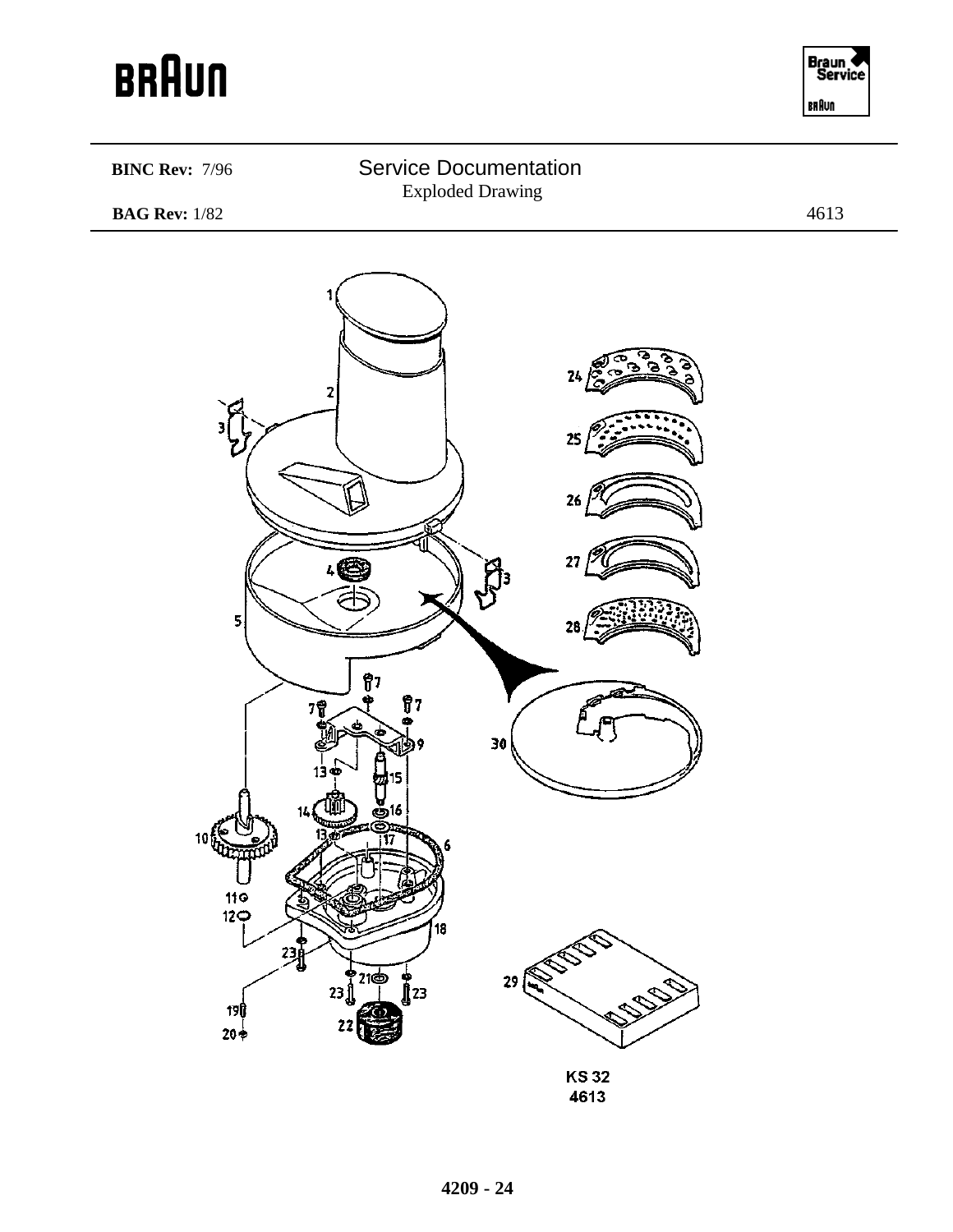**BINC Rev:** 7/96

**BAG Rev:** 1/82

# Service Documentation

Exploded Drawing

4613

KS 32
4613

**4209 - 24**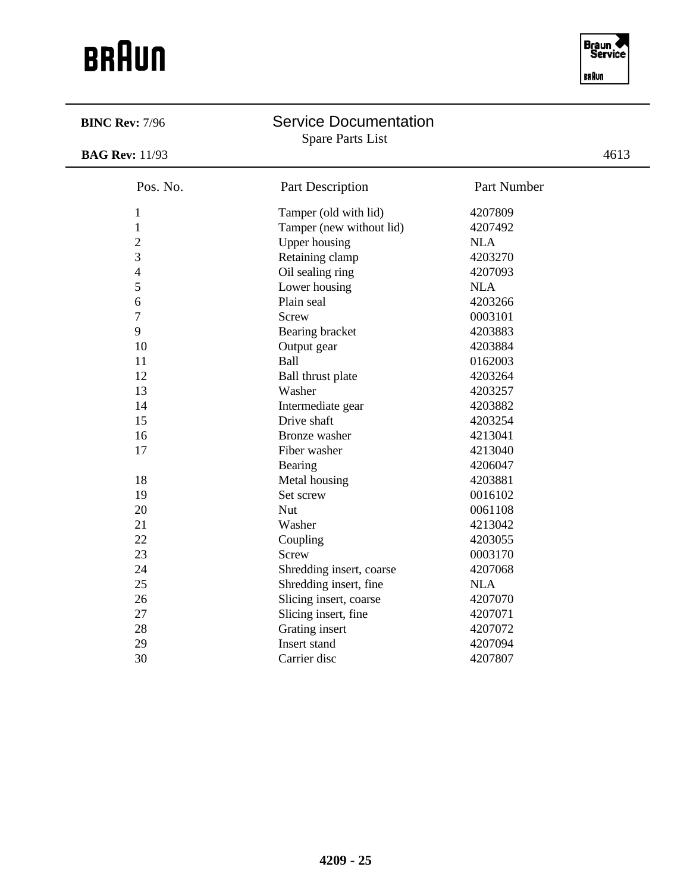BRAUN

**BINC Rev:** 7/96

## Service Documentation

Spare Parts List

**BAG Rev:** 11/93

4613

| Pos. No. | Part Description | Part Number |
|---|---|---|
| 1 | Tamper (old with lid) | 4207809 |
| 1 | Tamper (new without lid) | 4207492 |
| 2 | Upper housing | NLA |
| 3 | Retaining clamp | 4203270 |
| 4 | Oil sealing ring | 4207093 |
| 5 | Lower housing | NLA |
| 6 | Plain seal | 4203266 |
| 7 | Screw | 0003101 |
| 9 | Bearing bracket | 4203883 |
| 10 | Output gear | 4203884 |
| 11 | Ball | 0162003 |
| 12 | Ball thrust plate | 4203264 |
| 13 | Washer | 4203257 |
| 14 | Intermediate gear | 4203882 |
| 15 | Drive shaft | 4203254 |
| 16 | Bronze washer | 4213041 |
| 17 | Fiber washer | 4213040 |
| | Bearing | 4206047 |
| 18 | Metal housing | 4203881 |
| 19 | Set screw | 0016102 |
| 20 | Nut | 0061108 |
| 21 | Washer | 4213042 |
| 22 | Coupling | 4203055 |
| 23 | Screw | 0003170 |
| 24 | Shredding insert, coarse | 4207068 |
| 25 | Shredding insert, fine | NLA |
| 26 | Slicing insert, coarse | 4207070 |
| 27 | Slicing insert, fine | 4207071 |
| 28 | Grating insert | 4207072 |
| 29 | Insert stand | 4207094 |
| 30 | Carrier disc | 4207807 |

**4209 - 25**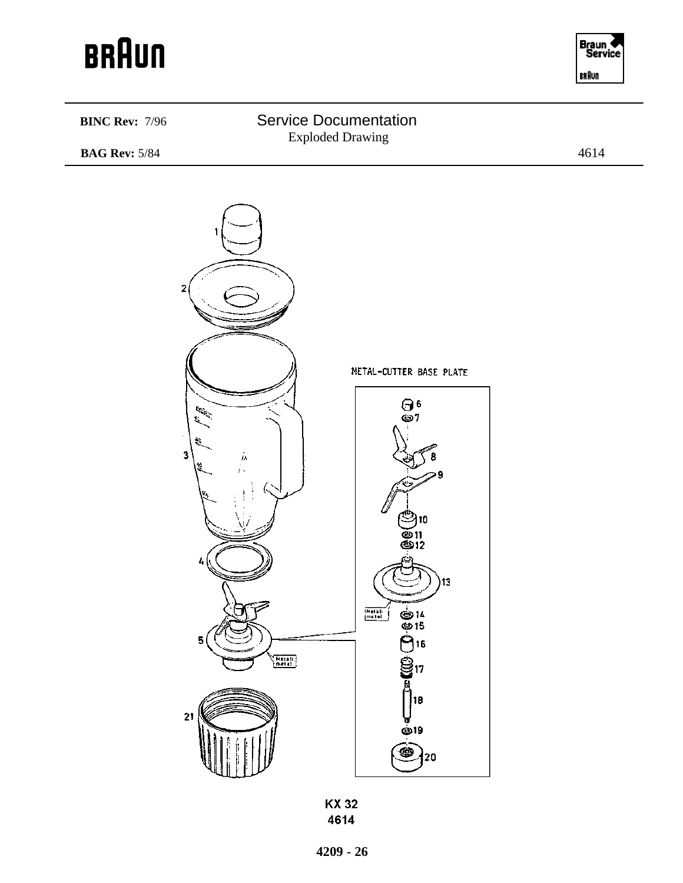**BINC Rev:** 7/96

**BAG Rev:** 5/84

# Service Documentation

Exploded Drawing

4614

METAL-CUTTER BASE PLATE

1
2
3
4
5
6
7
8
9
10
11
12
13
14
15
16
17
18
19
20
21

Metall
metal

KX 32
4614

4209 - 26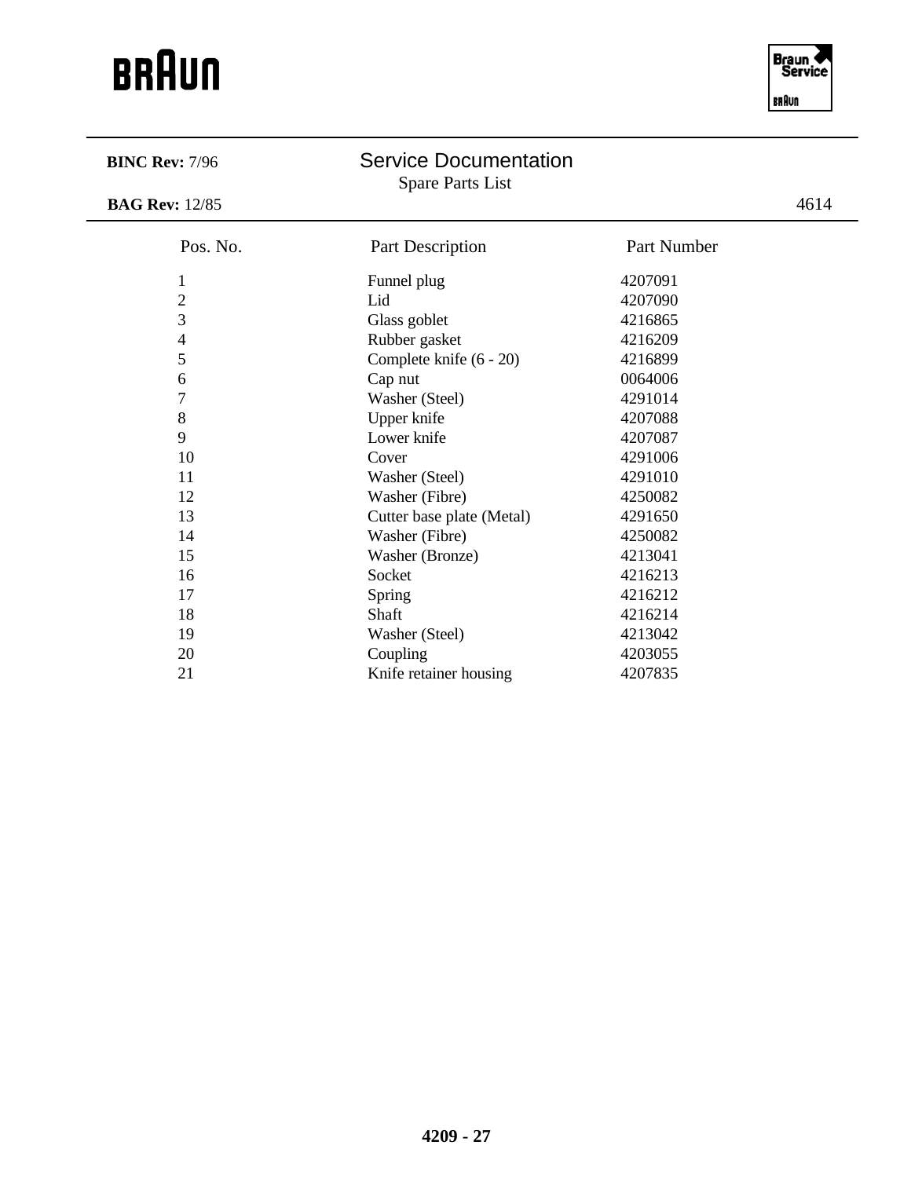BRAUN

Braun Service BRAUN

**BINC Rev:** 7/96

## Service Documentation

Spare Parts List

**BAG Rev:** 12/85

4614

| Pos. No. | Part Description | Part Number |
|---|---|---|
| 1 | Funnel plug | 4207091 |
| 2 | Lid | 4207090 |
| 3 | Glass goblet | 4216865 |
| 4 | Rubber gasket | 4216209 |
| 5 | Complete knife (6 - 20) | 4216899 |
| 6 | Cap nut | 0064006 |
| 7 | Washer (Steel) | 4291014 |
| 8 | Upper knife | 4207088 |
| 9 | Lower knife | 4207087 |
| 10 | Cover | 4291006 |
| 11 | Washer (Steel) | 4291010 |
| 12 | Washer (Fibre) | 4250082 |
| 13 | Cutter base plate (Metal) | 4291650 |
| 14 | Washer (Fibre) | 4250082 |
| 15 | Washer (Bronze) | 4213041 |
| 16 | Socket | 4216213 |
| 17 | Spring | 4216212 |
| 18 | Shaft | 4216214 |
| 19 | Washer (Steel) | 4213042 |
| 20 | Coupling | 4203055 |
| 21 | Knife retainer housing | 4207835 |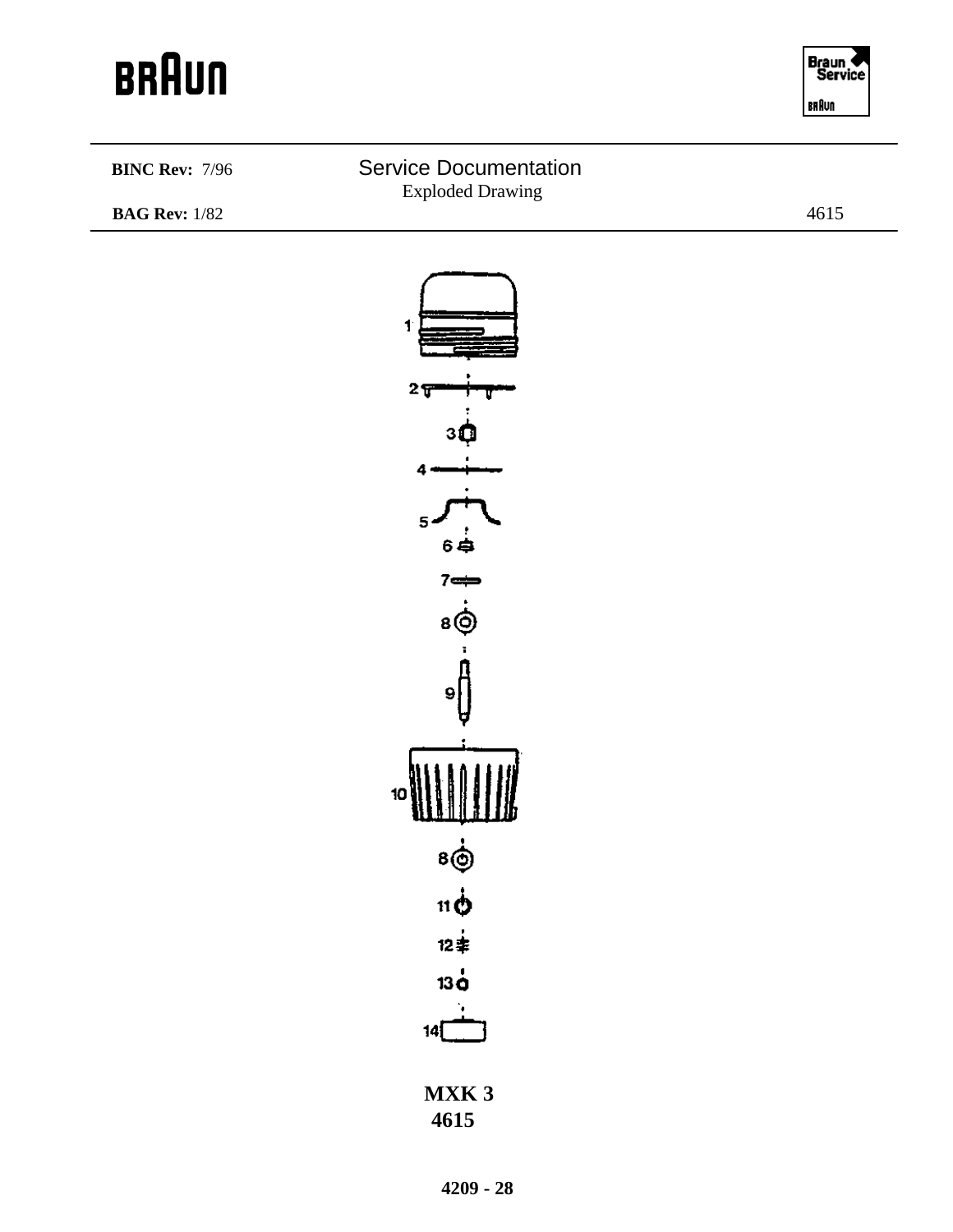BRAUN

Braun Service

**BINC Rev:** 7/96

## Service Documentation

Exploded Drawing

**BAG Rev:** 1/82

4615

1

2

3

4

5

6

7

8

9

10

8

11

12

13

14

**MXK 3**
**4615**

**4209 - 28**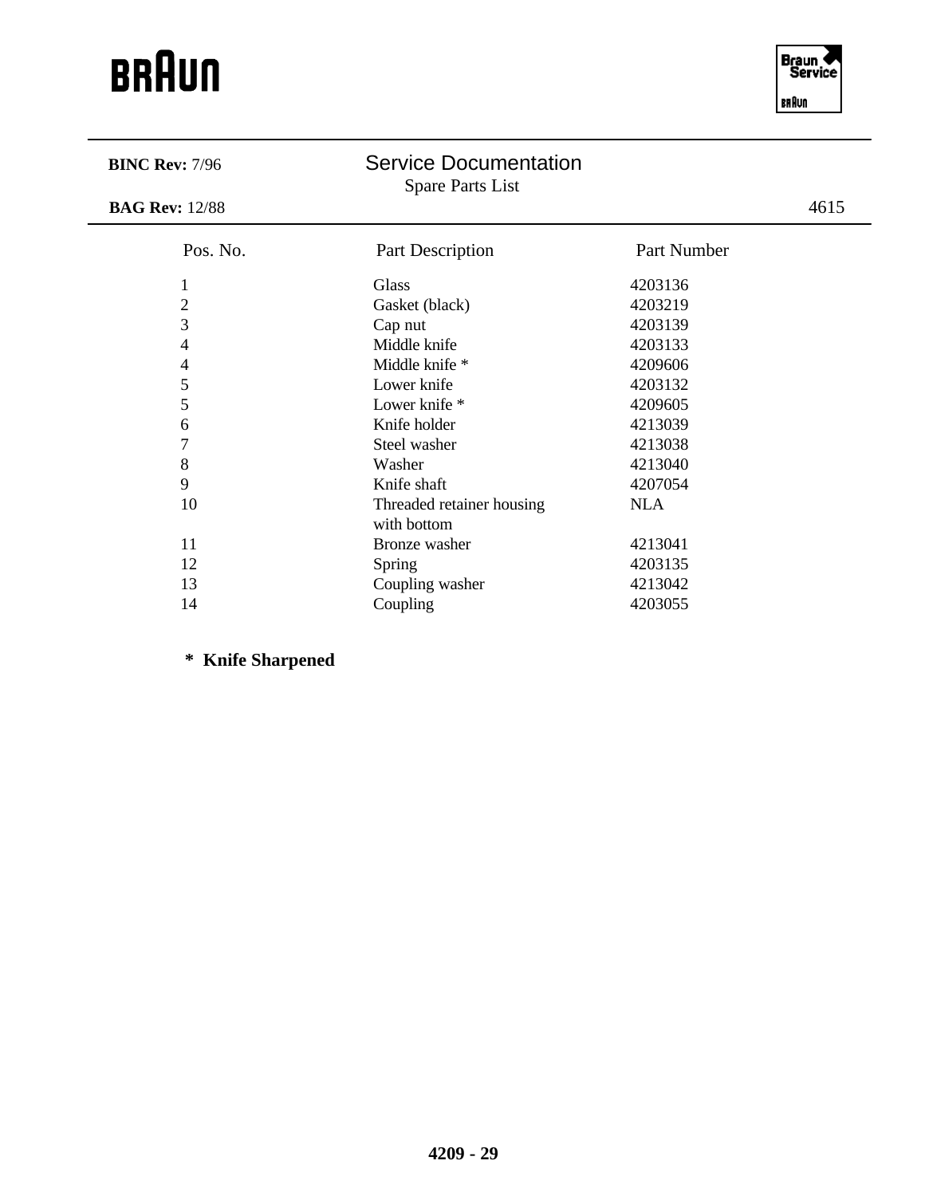**BINC Rev:** 7/96

# Service Documentation

Spare Parts List

**BAG Rev:** 12/88

4615

| Pos. No. | Part Description | Part Number |
|---|---|---|
| 1 | Glass | 4203136 |
| 2 | Gasket (black) | 4203219 |
| 3 | Cap nut | 4203139 |
| 4 | Middle knife | 4203133 |
| 4 | Middle knife * | 4209606 |
| 5 | Lower knife | 4203132 |
| 5 | Lower knife * | 4209605 |
| 6 | Knife holder | 4213039 |
| 7 | Steel washer | 4213038 |
| 8 | Washer | 4213040 |
| 9 | Knife shaft | 4207054 |
| 10 | Threaded retainer housing with bottom | NLA |
| 11 | Bronze washer | 4213041 |
| 12 | Spring | 4203135 |
| 13 | Coupling washer | 4213042 |
| 14 | Coupling | 4203055 |

**\* Knife Sharpened**

**4209 - 29**